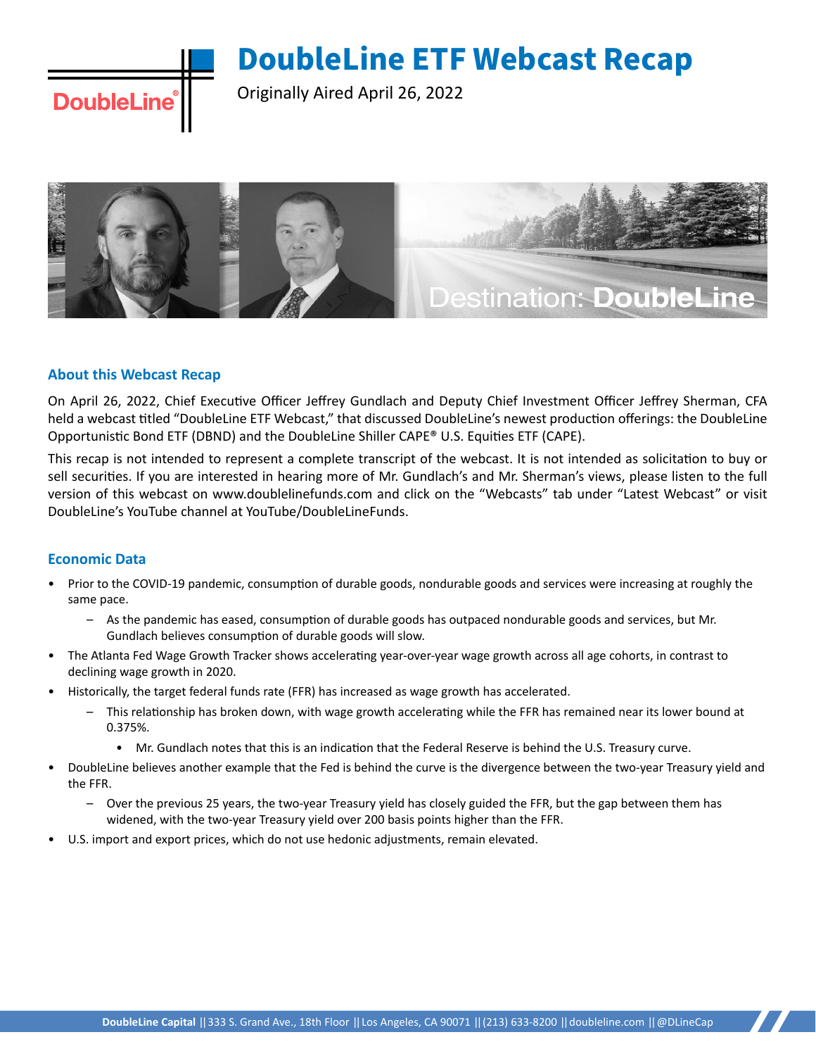# DoubleLine ETF Webcast Recap

Originally Aired April 26, 2022

## About this Webcast Recap

On April 26, 2022, Chief Executive Officer Jeffrey Gundlach and Deputy Chief Investment Officer Jeffrey Sherman, CFA held a webcast titled "DoubleLine ETF Webcast," that discussed DoubleLine's newest production offerings: the DoubleLine Opportunistic Bond ETF (DBND) and the DoubleLine Shiller CAPE® U.S. Equities ETF (CAPE).

This recap is not intended to represent a complete transcript of the webcast. It is not intended as solicitation to buy or sell securities. If you are interested in hearing more of Mr. Gundlach's and Mr. Sherman's views, please listen to the full version of this webcast on www.doublelinefunds.com and click on the "Webcasts" tab under "Latest Webcast" or visit DoubleLine's YouTube channel at YouTube/DoubleLineFunds.

## Economic Data

- Prior to the COVID-19 pandemic, consumption of durable goods, nondurable goods and services were increasing at roughly the same pace.
  - As the pandemic has eased, consumption of durable goods has outpaced nondurable goods and services, but Mr. Gundlach believes consumption of durable goods will slow.
- The Atlanta Fed Wage Growth Tracker shows accelerating year-over-year wage growth across all age cohorts, in contrast to declining wage growth in 2020.
- Historically, the target federal funds rate (FFR) has increased as wage growth has accelerated.
  - This relationship has broken down, with wage growth accelerating while the FFR has remained near its lower bound at 0.375%.
    - Mr. Gundlach notes that this is an indication that the Federal Reserve is behind the U.S. Treasury curve.
- DoubleLine believes another example that the Fed is behind the curve is the divergence between the two-year Treasury yield and the FFR.
  - Over the previous 25 years, the two-year Treasury yield has closely guided the FFR, but the gap between them has widened, with the two-year Treasury yield over 200 basis points higher than the FFR.
- U.S. import and export prices, which do not use hedonic adjustments, remain elevated.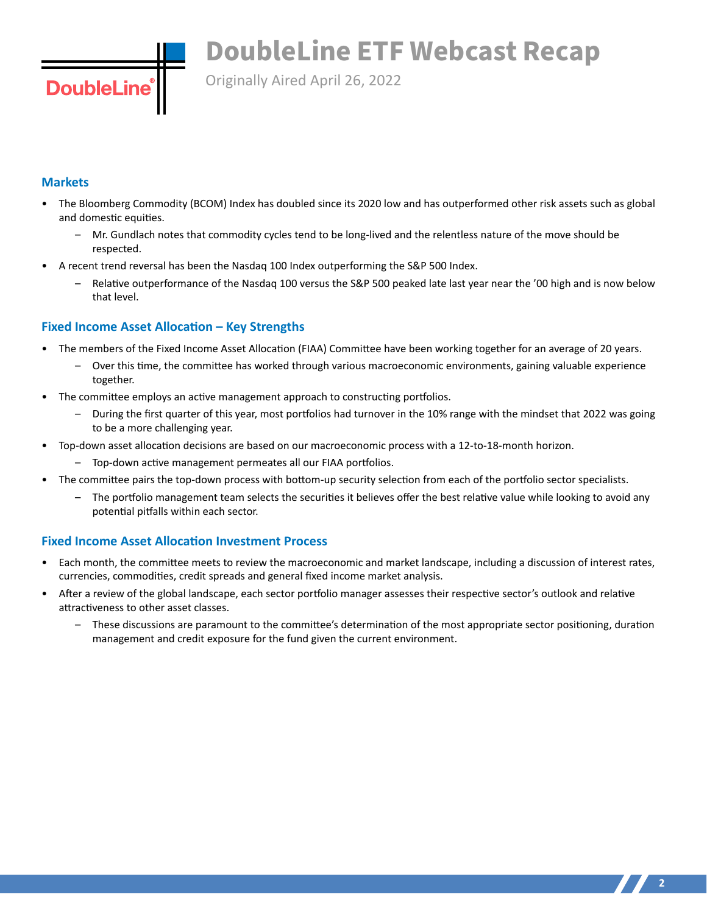## Markets

- The Bloomberg Commodity (BCOM) Index has doubled since its 2020 low and has outperformed other risk assets such as global and domestic equities.
  - Mr. Gundlach notes that commodity cycles tend to be long-lived and the relentless nature of the move should be respected.
- A recent trend reversal has been the Nasdaq 100 Index outperforming the S&P 500 Index.
  - Relative outperformance of the Nasdaq 100 versus the S&P 500 peaked late last year near the '00 high and is now below that level.

## Fixed Income Asset Allocation – Key Strengths

- The members of the Fixed Income Asset Allocation (FIAA) Committee have been working together for an average of 20 years.
  - Over this time, the committee has worked through various macroeconomic environments, gaining valuable experience together.
- The committee employs an active management approach to constructing portfolios.
  - During the first quarter of this year, most portfolios had turnover in the 10% range with the mindset that 2022 was going to be a more challenging year.
- Top-down asset allocation decisions are based on our macroeconomic process with a 12-to-18-month horizon.
  - Top-down active management permeates all our FIAA portfolios.
- The committee pairs the top-down process with bottom-up security selection from each of the portfolio sector specialists.
  - The portfolio management team selects the securities it believes offer the best relative value while looking to avoid any potential pitfalls within each sector.

## Fixed Income Asset Allocation Investment Process

- Each month, the committee meets to review the macroeconomic and market landscape, including a discussion of interest rates, currencies, commodities, credit spreads and general fixed income market analysis.
- After a review of the global landscape, each sector portfolio manager assesses their respective sector's outlook and relative attractiveness to other asset classes.
  - These discussions are paramount to the committee's determination of the most appropriate sector positioning, duration management and credit exposure for the fund given the current environment.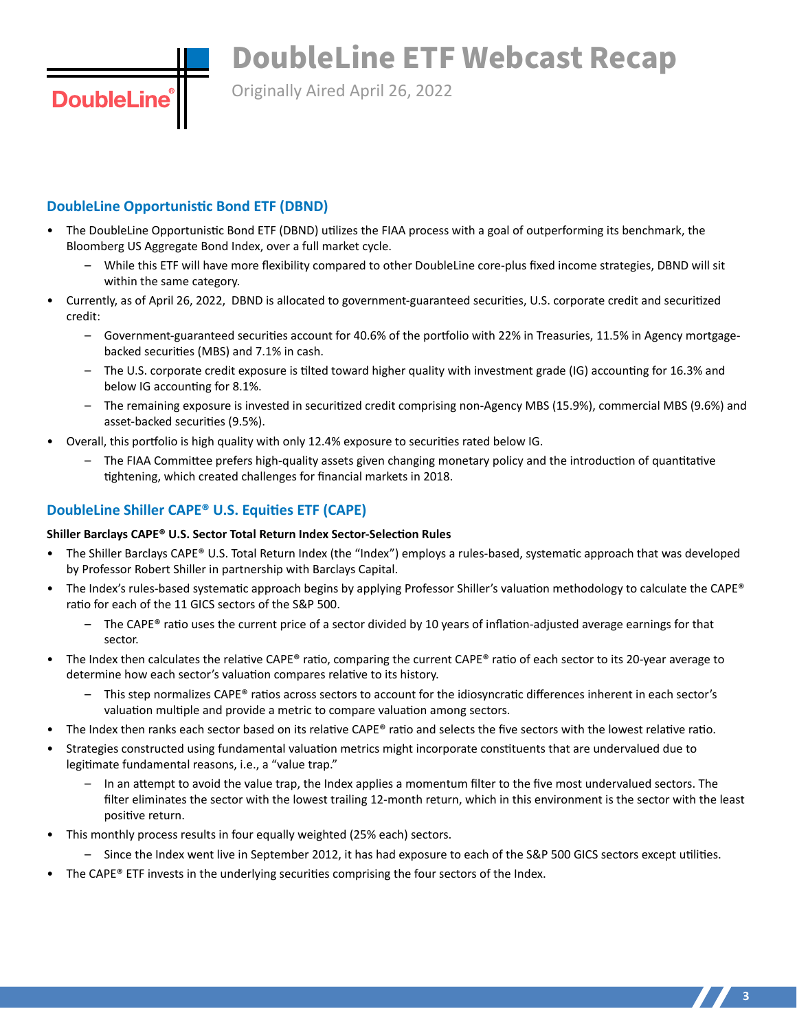## DoubleLine Opportunistic Bond ETF (DBND)

- The DoubleLine Opportunistic Bond ETF (DBND) utilizes the FIAA process with a goal of outperforming its benchmark, the Bloomberg US Aggregate Bond Index, over a full market cycle.
  - While this ETF will have more flexibility compared to other DoubleLine core-plus fixed income strategies, DBND will sit within the same category.
- Currently, as of April 26, 2022, DBND is allocated to government-guaranteed securities, U.S. corporate credit and securitized credit:
  - Government-guaranteed securities account for 40.6% of the portfolio with 22% in Treasuries, 11.5% in Agency mortgage-backed securities (MBS) and 7.1% in cash.
  - The U.S. corporate credit exposure is tilted toward higher quality with investment grade (IG) accounting for 16.3% and below IG accounting for 8.1%.
  - The remaining exposure is invested in securitized credit comprising non-Agency MBS (15.9%), commercial MBS (9.6%) and asset-backed securities (9.5%).
- Overall, this portfolio is high quality with only 12.4% exposure to securities rated below IG.
  - The FIAA Committee prefers high-quality assets given changing monetary policy and the introduction of quantitative tightening, which created challenges for financial markets in 2018.

## DoubleLine Shiller CAPE® U.S. Equities ETF (CAPE)

**Shiller Barclays CAPE® U.S. Sector Total Return Index Sector-Selection Rules**

- The Shiller Barclays CAPE® U.S. Total Return Index (the "Index") employs a rules-based, systematic approach that was developed by Professor Robert Shiller in partnership with Barclays Capital.
- The Index's rules-based systematic approach begins by applying Professor Shiller's valuation methodology to calculate the CAPE® ratio for each of the 11 GICS sectors of the S&P 500.
  - The CAPE® ratio uses the current price of a sector divided by 10 years of inflation-adjusted average earnings for that sector.
- The Index then calculates the relative CAPE® ratio, comparing the current CAPE® ratio of each sector to its 20-year average to determine how each sector's valuation compares relative to its history.
  - This step normalizes CAPE® ratios across sectors to account for the idiosyncratic differences inherent in each sector's valuation multiple and provide a metric to compare valuation among sectors.
- The Index then ranks each sector based on its relative CAPE® ratio and selects the five sectors with the lowest relative ratio.
- Strategies constructed using fundamental valuation metrics might incorporate constituents that are undervalued due to legitimate fundamental reasons, i.e., a "value trap."
  - In an attempt to avoid the value trap, the Index applies a momentum filter to the five most undervalued sectors. The filter eliminates the sector with the lowest trailing 12-month return, which in this environment is the sector with the least positive return.
- This monthly process results in four equally weighted (25% each) sectors.
  - Since the Index went live in September 2012, it has had exposure to each of the S&P 500 GICS sectors except utilities.
- The CAPE® ETF invests in the underlying securities comprising the four sectors of the Index.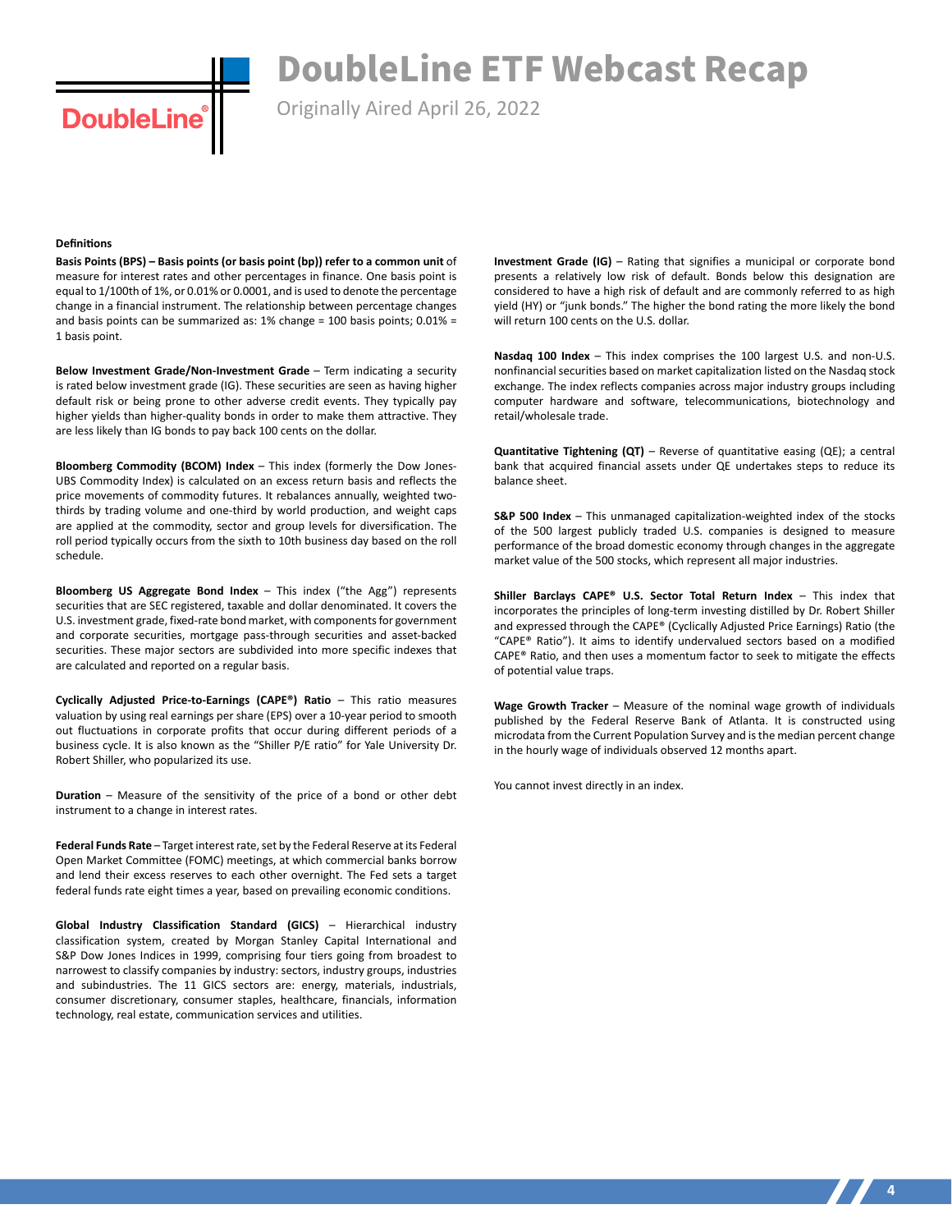**Definitions**

**Basis Points (BPS) – Basis points (or basis point (bp)) refer to a common unit** of measure for interest rates and other percentages in finance. One basis point is equal to 1/100th of 1%, or 0.01% or 0.0001, and is used to denote the percentage change in a financial instrument. The relationship between percentage changes and basis points can be summarized as: 1% change = 100 basis points; 0.01% = 1 basis point.

**Below Investment Grade/Non-Investment Grade** – Term indicating a security is rated below investment grade (IG). These securities are seen as having higher default risk or being prone to other adverse credit events. They typically pay higher yields than higher-quality bonds in order to make them attractive. They are less likely than IG bonds to pay back 100 cents on the dollar.

**Bloomberg Commodity (BCOM) Index** – This index (formerly the Dow Jones-UBS Commodity Index) is calculated on an excess return basis and reflects the price movements of commodity futures. It rebalances annually, weighted two-thirds by trading volume and one-third by world production, and weight caps are applied at the commodity, sector and group levels for diversification. The roll period typically occurs from the sixth to 10th business day based on the roll schedule.

**Bloomberg US Aggregate Bond Index** – This index ("the Agg") represents securities that are SEC registered, taxable and dollar denominated. It covers the U.S. investment grade, fixed-rate bond market, with components for government and corporate securities, mortgage pass-through securities and asset-backed securities. These major sectors are subdivided into more specific indexes that are calculated and reported on a regular basis.

**Cyclically Adjusted Price-to-Earnings (CAPE®) Ratio** – This ratio measures valuation by using real earnings per share (EPS) over a 10-year period to smooth out fluctuations in corporate profits that occur during different periods of a business cycle. It is also known as the "Shiller P/E ratio" for Yale University Dr. Robert Shiller, who popularized its use.

**Duration** – Measure of the sensitivity of the price of a bond or other debt instrument to a change in interest rates.

**Federal Funds Rate** – Target interest rate, set by the Federal Reserve at its Federal Open Market Committee (FOMC) meetings, at which commercial banks borrow and lend their excess reserves to each other overnight. The Fed sets a target federal funds rate eight times a year, based on prevailing economic conditions.

**Global Industry Classification Standard (GICS)** – Hierarchical industry classification system, created by Morgan Stanley Capital International and S&P Dow Jones Indices in 1999, comprising four tiers going from broadest to narrowest to classify companies by industry: sectors, industry groups, industries and subindustries. The 11 GICS sectors are: energy, materials, industrials, consumer discretionary, consumer staples, healthcare, financials, information technology, real estate, communication services and utilities.

**Investment Grade (IG)** – Rating that signifies a municipal or corporate bond presents a relatively low risk of default. Bonds below this designation are considered to have a high risk of default and are commonly referred to as high yield (HY) or "junk bonds." The higher the bond rating the more likely the bond will return 100 cents on the U.S. dollar.

**Nasdaq 100 Index** – This index comprises the 100 largest U.S. and non-U.S. nonfinancial securities based on market capitalization listed on the Nasdaq stock exchange. The index reflects companies across major industry groups including computer hardware and software, telecommunications, biotechnology and retail/wholesale trade.

**Quantitative Tightening (QT)** – Reverse of quantitative easing (QE); a central bank that acquired financial assets under QE undertakes steps to reduce its balance sheet.

**S&P 500 Index** – This unmanaged capitalization-weighted index of the stocks of the 500 largest publicly traded U.S. companies is designed to measure performance of the broad domestic economy through changes in the aggregate market value of the 500 stocks, which represent all major industries.

**Shiller Barclays CAPE® U.S. Sector Total Return Index** – This index that incorporates the principles of long-term investing distilled by Dr. Robert Shiller and expressed through the CAPE® (Cyclically Adjusted Price Earnings) Ratio (the "CAPE® Ratio"). It aims to identify undervalued sectors based on a modified CAPE® Ratio, and then uses a momentum factor to seek to mitigate the effects of potential value traps.

**Wage Growth Tracker** – Measure of the nominal wage growth of individuals published by the Federal Reserve Bank of Atlanta. It is constructed using microdata from the Current Population Survey and is the median percent change in the hourly wage of individuals observed 12 months apart.

You cannot invest directly in an index.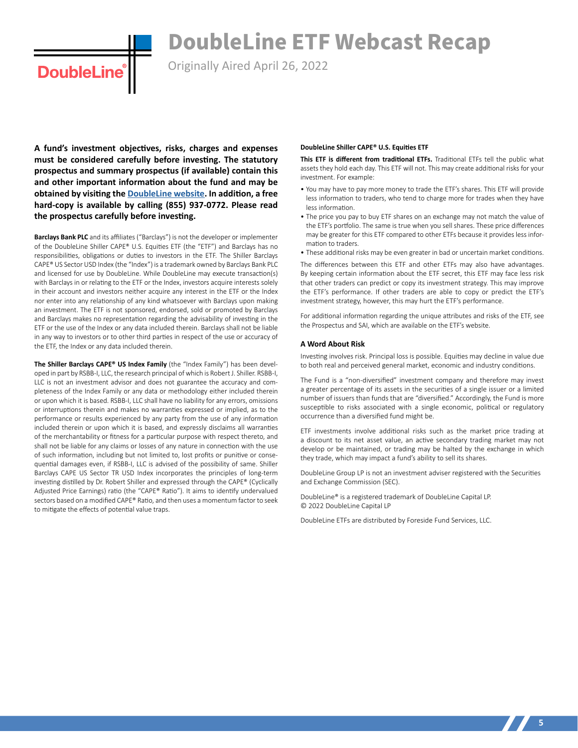# DoubleLine ETF Webcast Recap

Originally Aired April 26, 2022

**A fund's investment objectives, risks, charges and expenses must be considered carefully before investing. The statutory prospectus and summary prospectus (if available) contain this and other important information about the fund and may be obtained by visiting the DoubleLine website. In addition, a free hard-copy is available by calling (855) 937-0772. Please read the prospectus carefully before investing.**

**Barclays Bank PLC** and its affiliates ("Barclays") is not the developer or implementer of the DoubleLine Shiller CAPE® U.S. Equities ETF (the "ETF") and Barclays has no responsibilities, obligations or duties to investors in the ETF. The Shiller Barclays CAPE® US Sector USD Index (the "Index") is a trademark owned by Barclays Bank PLC and licensed for use by DoubleLine. While DoubleLine may execute transaction(s) with Barclays in or relating to the ETF or the Index, investors acquire interests solely in their account and investors neither acquire any interest in the ETF or the Index nor enter into any relationship of any kind whatsoever with Barclays upon making an investment. The ETF is not sponsored, endorsed, sold or promoted by Barclays and Barclays makes no representation regarding the advisability of investing in the ETF or the use of the Index or any data included therein. Barclays shall not be liable in any way to investors or to other third parties in respect of the use or accuracy of the ETF, the Index or any data included therein.

**The Shiller Barclays CAPE® US Index Family** (the "Index Family") has been developed in part by RSBB-I, LLC, the research principal of which is Robert J. Shiller. RSBB-I, LLC is not an investment advisor and does not guarantee the accuracy and completeness of the Index Family or any data or methodology either included therein or upon which it is based. RSBB-I, LLC shall have no liability for any errors, omissions or interruptions therein and makes no warranties expressed or implied, as to the performance or results experienced by any party from the use of any information included therein or upon which it is based, and expressly disclaims all warranties of the merchantability or fitness for a particular purpose with respect thereto, and shall not be liable for any claims or losses of any nature in connection with the use of such information, including but not limited to, lost profits or punitive or consequential damages even, if RSBB-I, LLC is advised of the possibility of same. Shiller Barclays CAPE US Sector TR USD Index incorporates the principles of long-term investing distilled by Dr. Robert Shiller and expressed through the CAPE® (Cyclically Adjusted Price Earnings) ratio (the "CAPE® Ratio"). It aims to identify undervalued sectors based on a modified CAPE® Ratio, and then uses a momentum factor to seek to mitigate the effects of potential value traps.

**DoubleLine Shiller CAPE® U.S. Equities ETF**

**This ETF is different from traditional ETFs.** Traditional ETFs tell the public what assets they hold each day. This ETF will not. This may create additional risks for your investment. For example:

- You may have to pay more money to trade the ETF's shares. This ETF will provide less information to traders, who tend to charge more for trades when they have less information.
- The price you pay to buy ETF shares on an exchange may not match the value of the ETF's portfolio. The same is true when you sell shares. These price differences may be greater for this ETF compared to other ETFs because it provides less information to traders.
- These additional risks may be even greater in bad or uncertain market conditions.

The differences between this ETF and other ETFs may also have advantages. By keeping certain information about the ETF secret, this ETF may face less risk that other traders can predict or copy its investment strategy. This may improve the ETF's performance. If other traders are able to copy or predict the ETF's investment strategy, however, this may hurt the ETF's performance.

For additional information regarding the unique attributes and risks of the ETF, see the Prospectus and SAI, which are available on the ETF's website.

### A Word About Risk

Investing involves risk. Principal loss is possible. Equities may decline in value due to both real and perceived general market, economic and industry conditions.

The Fund is a "non-diversified" investment company and therefore may invest a greater percentage of its assets in the securities of a single issuer or a limited number of issuers than funds that are "diversified." Accordingly, the Fund is more susceptible to risks associated with a single economic, political or regulatory occurrence than a diversified fund might be.

ETF investments involve additional risks such as the market price trading at a discount to its net asset value, an active secondary trading market may not develop or be maintained, or trading may be halted by the exchange in which they trade, which may impact a fund's ability to sell its shares.

DoubleLine Group LP is not an investment adviser registered with the Securities and Exchange Commission (SEC).

DoubleLine® is a registered trademark of DoubleLine Capital LP.
© 2022 DoubleLine Capital LP

DoubleLine ETFs are distributed by Foreside Fund Services, LLC.